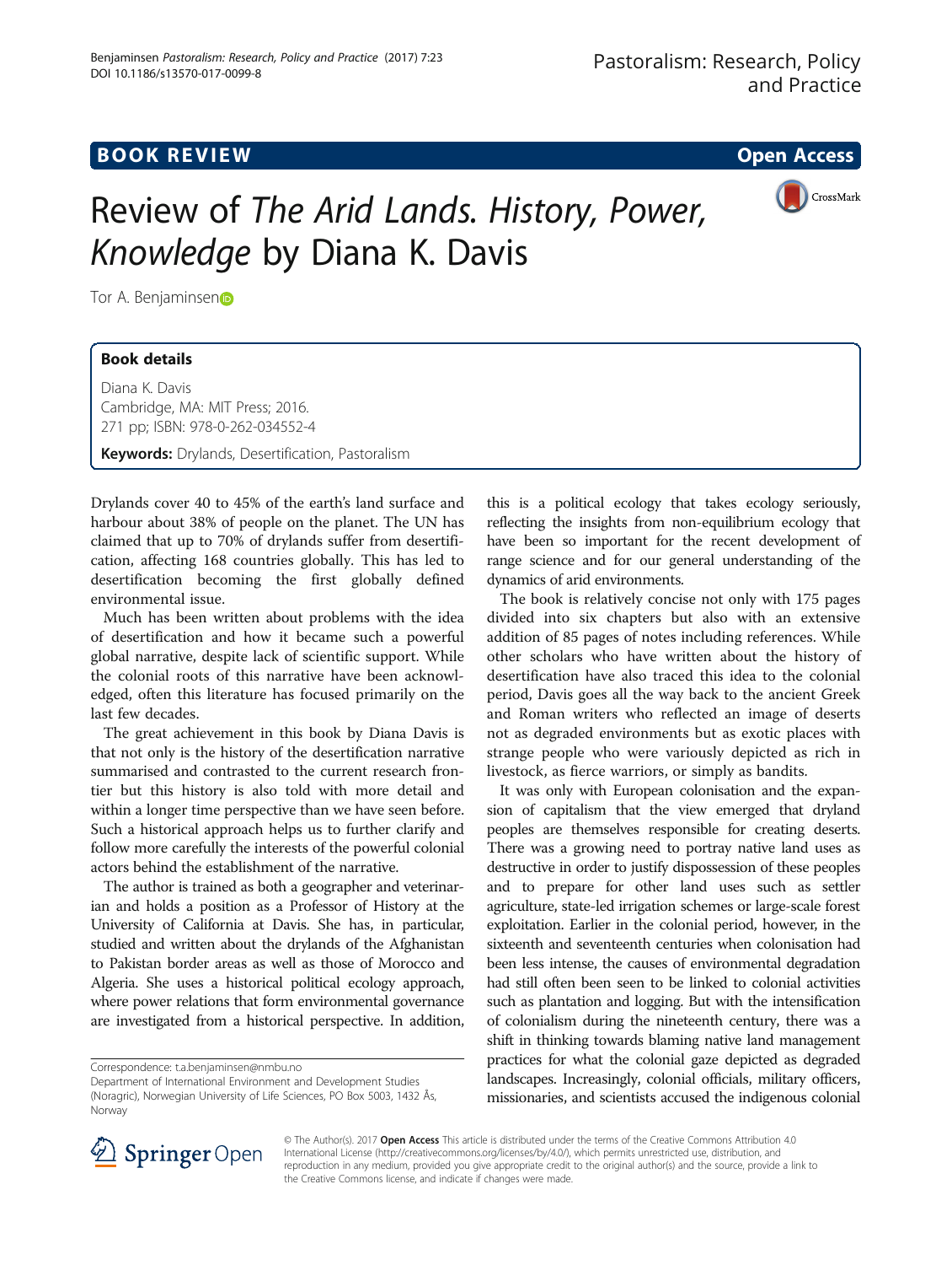**BOOK REVIEW** **Open Access**

# Review of *The Arid Lands. History, Power, Knowledge* by Diana K. Davis

Tor A. Benjaminsen

**Book details**

Diana K. Davis
Cambridge, MA: MIT Press; 2016.
271 pp; ISBN: 978-0-262-034552-4

**Keywords:** Drylands, Desertification, Pastoralism

Drylands cover 40 to 45% of the earth's land surface and harbour about 38% of people on the planet. The UN has claimed that up to 70% of drylands suffer from desertification, affecting 168 countries globally. This has led to desertification becoming the first globally defined environmental issue.

Much has been written about problems with the idea of desertification and how it became such a powerful global narrative, despite lack of scientific support. While the colonial roots of this narrative have been acknowledged, often this literature has focused primarily on the last few decades.

The great achievement in this book by Diana Davis is that not only is the history of the desertification narrative summarised and contrasted to the current research frontier but this history is also told with more detail and within a longer time perspective than we have seen before. Such a historical approach helps us to further clarify and follow more carefully the interests of the powerful colonial actors behind the establishment of the narrative.

The author is trained as both a geographer and veterinarian and holds a position as a Professor of History at the University of California at Davis. She has, in particular, studied and written about the drylands of the Afghanistan to Pakistan border areas as well as those of Morocco and Algeria. She uses a historical political ecology approach, where power relations that form environmental governance are investigated from a historical perspective. In addition, this is a political ecology that takes ecology seriously, reflecting the insights from non-equilibrium ecology that have been so important for the recent development of range science and for our general understanding of the dynamics of arid environments.

The book is relatively concise not only with 175 pages divided into six chapters but also with an extensive addition of 85 pages of notes including references. While other scholars who have written about the history of desertification have also traced this idea to the colonial period, Davis goes all the way back to the ancient Greek and Roman writers who reflected an image of deserts not as degraded environments but as exotic places with strange people who were variously depicted as rich in livestock, as fierce warriors, or simply as bandits.

It was only with European colonisation and the expansion of capitalism that the view emerged that dryland peoples are themselves responsible for creating deserts. There was a growing need to portray native land uses as destructive in order to justify dispossession of these peoples and to prepare for other land uses such as settler agriculture, state-led irrigation schemes or large-scale forest exploitation. Earlier in the colonial period, however, in the sixteenth and seventeenth centuries when colonisation had been less intense, the causes of environmental degradation had still often been seen to be linked to colonial activities such as plantation and logging. But with the intensification of colonialism during the nineteenth century, there was a shift in thinking towards blaming native land management practices for what the colonial gaze depicted as degraded landscapes. Increasingly, colonial officials, military officers, missionaries, and scientists accused the indigenous colonial

Correspondence: t.a.benjaminsen@nmbu.no
Department of International Environment and Development Studies (Noragric), Norwegian University of Life Sciences, PO Box 5003, 1432 Ås, Norway

© The Author(s). 2017 **Open Access** This article is distributed under the terms of the Creative Commons Attribution 4.0 International License (http://creativecommons.org/licenses/by/4.0/), which permits unrestricted use, distribution, and reproduction in any medium, provided you give appropriate credit to the original author(s) and the source, provide a link to the Creative Commons license, and indicate if changes were made.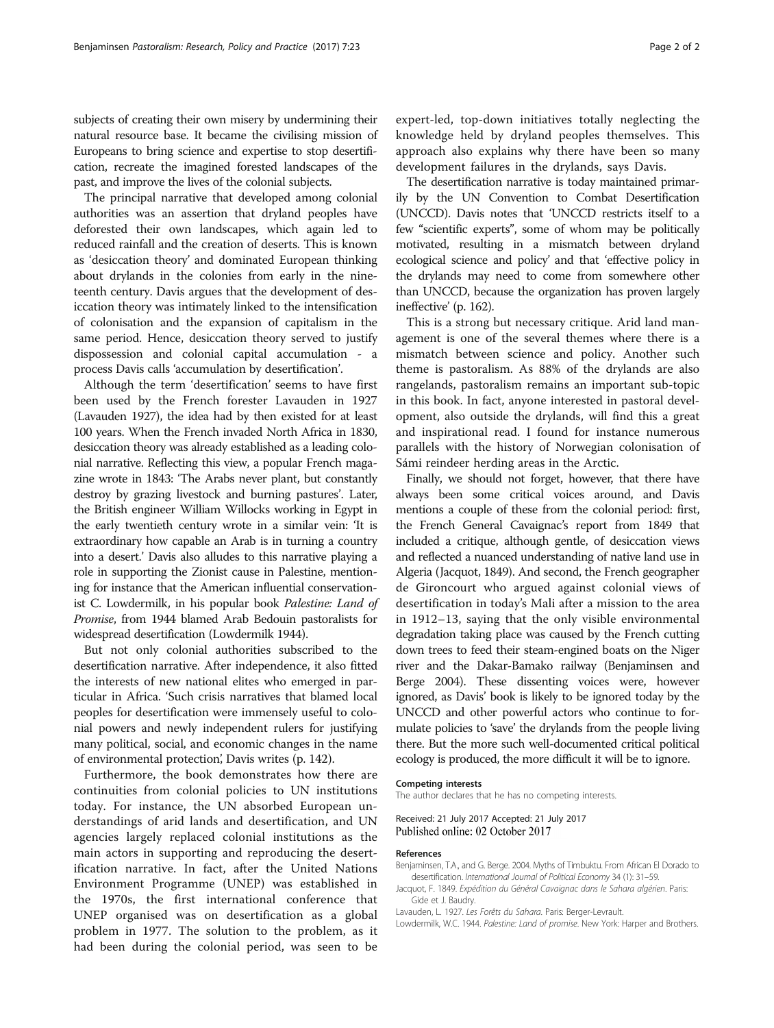subjects of creating their own misery by undermining their natural resource base. It became the civilising mission of Europeans to bring science and expertise to stop desertification, recreate the imagined forested landscapes of the past, and improve the lives of the colonial subjects.

The principal narrative that developed among colonial authorities was an assertion that dryland peoples have deforested their own landscapes, which again led to reduced rainfall and the creation of deserts. This is known as 'desiccation theory' and dominated European thinking about drylands in the colonies from early in the nineteenth century. Davis argues that the development of desiccation theory was intimately linked to the intensification of colonisation and the expansion of capitalism in the same period. Hence, desiccation theory served to justify dispossession and colonial capital accumulation - a process Davis calls 'accumulation by desertification'.

Although the term 'desertification' seems to have first been used by the French forester Lavauden in 1927 (Lavauden 1927), the idea had by then existed for at least 100 years. When the French invaded North Africa in 1830, desiccation theory was already established as a leading colonial narrative. Reflecting this view, a popular French magazine wrote in 1843: 'The Arabs never plant, but constantly destroy by grazing livestock and burning pastures'. Later, the British engineer William Willocks working in Egypt in the early twentieth century wrote in a similar vein: 'It is extraordinary how capable an Arab is in turning a country into a desert.' Davis also alludes to this narrative playing a role in supporting the Zionist cause in Palestine, mentioning for instance that the American influential conservationist C. Lowdermilk, in his popular book *Palestine: Land of Promise*, from 1944 blamed Arab Bedouin pastoralists for widespread desertification (Lowdermilk 1944).

But not only colonial authorities subscribed to the desertification narrative. After independence, it also fitted the interests of new national elites who emerged in particular in Africa. 'Such crisis narratives that blamed local peoples for desertification were immensely useful to colonial powers and newly independent rulers for justifying many political, social, and economic changes in the name of environmental protection', Davis writes (p. 142).

Furthermore, the book demonstrates how there are continuities from colonial policies to UN institutions today. For instance, the UN absorbed European understandings of arid lands and desertification, and UN agencies largely replaced colonial institutions as the main actors in supporting and reproducing the desertification narrative. In fact, after the United Nations Environment Programme (UNEP) was established in the 1970s, the first international conference that UNEP organised was on desertification as a global problem in 1977. The solution to the problem, as it had been during the colonial period, was seen to be expert-led, top-down initiatives totally neglecting the knowledge held by dryland peoples themselves. This approach also explains why there have been so many development failures in the drylands, says Davis.

The desertification narrative is today maintained primarily by the UN Convention to Combat Desertification (UNCCD). Davis notes that 'UNCCD restricts itself to a few "scientific experts", some of whom may be politically motivated, resulting in a mismatch between dryland ecological science and policy' and that 'effective policy in the drylands may need to come from somewhere other than UNCCD, because the organization has proven largely ineffective' (p. 162).

This is a strong but necessary critique. Arid land management is one of the several themes where there is a mismatch between science and policy. Another such theme is pastoralism. As 88% of the drylands are also rangelands, pastoralism remains an important sub-topic in this book. In fact, anyone interested in pastoral development, also outside the drylands, will find this a great and inspirational read. I found for instance numerous parallels with the history of Norwegian colonisation of Sámi reindeer herding areas in the Arctic.

Finally, we should not forget, however, that there have always been some critical voices around, and Davis mentions a couple of these from the colonial period: first, the French General Cavaignac's report from 1849 that included a critique, although gentle, of desiccation views and reflected a nuanced understanding of native land use in Algeria (Jacquot, 1849). And second, the French geographer de Gironcourt who argued against colonial views of desertification in today's Mali after a mission to the area in 1912–13, saying that the only visible environmental degradation taking place was caused by the French cutting down trees to feed their steam-engined boats on the Niger river and the Dakar-Bamako railway (Benjaminsen and Berge 2004). These dissenting voices were, however ignored, as Davis' book is likely to be ignored today by the UNCCD and other powerful actors who continue to formulate policies to 'save' the drylands from the people living there. But the more such well-documented critical political ecology is produced, the more difficult it will be to ignore.

#### Competing interests

The author declares that he has no competing interests.

Received: 21 July 2017 Accepted: 21 July 2017
Published online: 02 October 2017

#### References

Benjaminsen, T.A., and G. Berge. 2004. Myths of Timbuktu. From African El Dorado to desertification. *International Journal of Political Economy* 34 (1): 31–59.

Jacquot, F. 1849. *Expédition du Général Cavaignac dans le Sahara algérien*. Paris: Gide et J. Baudry.

Lavauden, L. 1927. *Les Forêts du Sahara*. Paris: Berger-Levrault.

Lowdermilk, W.C. 1944. *Palestine: Land of promise*. New York: Harper and Brothers.